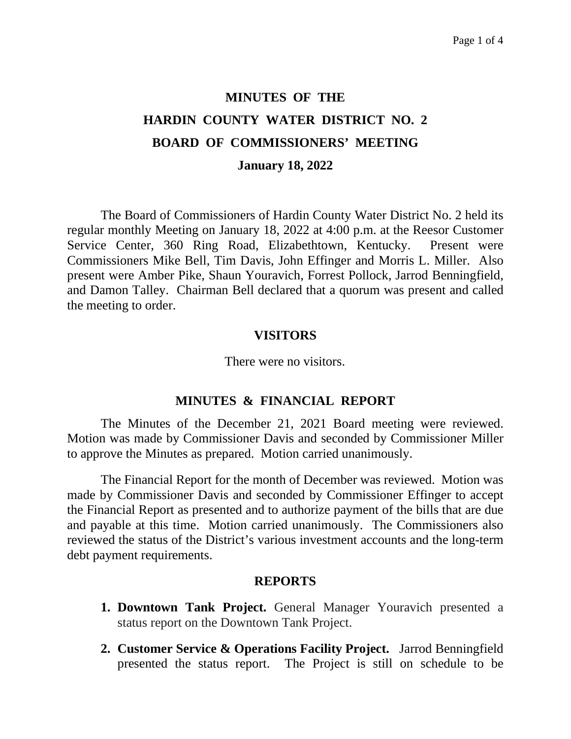# MINUTES OF THE
# HARDIN COUNTY WATER DISTRICT NO. 2
# BOARD OF COMMISSIONERS' MEETING

**January 18, 2022**

The Board of Commissioners of Hardin County Water District No. 2 held its regular monthly Meeting on January 18, 2022 at 4:00 p.m. at the Reesor Customer Service Center, 360 Ring Road, Elizabethtown, Kentucky. Present were Commissioners Mike Bell, Tim Davis, John Effinger and Morris L. Miller. Also present were Amber Pike, Shaun Youravich, Forrest Pollock, Jarrod Benningfield, and Damon Talley. Chairman Bell declared that a quorum was present and called the meeting to order.

## VISITORS

There were no visitors.

## MINUTES & FINANCIAL REPORT

The Minutes of the December 21, 2021 Board meeting were reviewed. Motion was made by Commissioner Davis and seconded by Commissioner Miller to approve the Minutes as prepared. Motion carried unanimously.

The Financial Report for the month of December was reviewed. Motion was made by Commissioner Davis and seconded by Commissioner Effinger to accept the Financial Report as presented and to authorize payment of the bills that are due and payable at this time. Motion carried unanimously. The Commissioners also reviewed the status of the District's various investment accounts and the long-term debt payment requirements.

## REPORTS

1. **Downtown Tank Project.** General Manager Youravich presented a status report on the Downtown Tank Project.

2. **Customer Service & Operations Facility Project.** Jarrod Benningfield presented the status report. The Project is still on schedule to be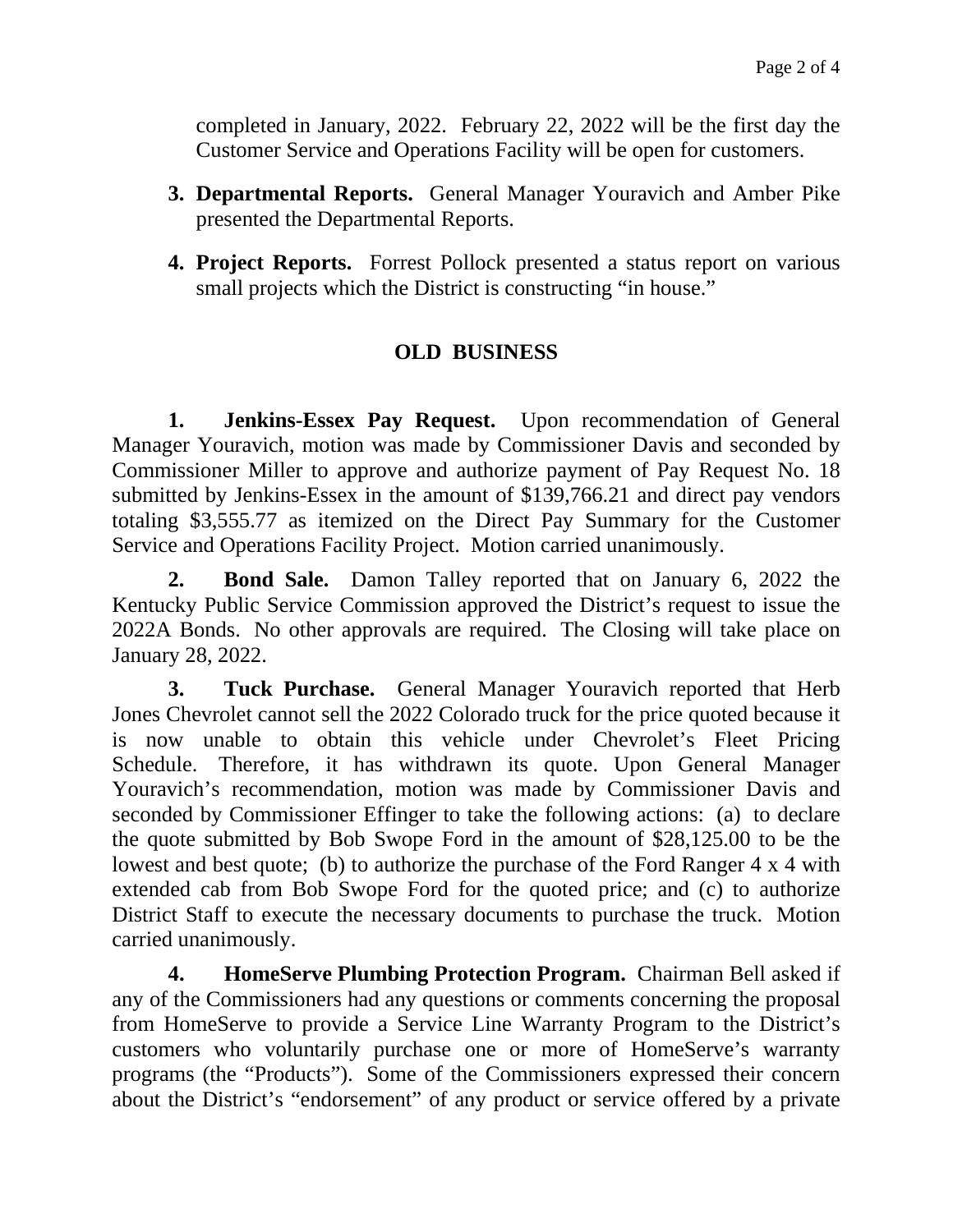completed in January, 2022. February 22, 2022 will be the first day the Customer Service and Operations Facility will be open for customers.

3. **Departmental Reports.** General Manager Youravich and Amber Pike presented the Departmental Reports.

4. **Project Reports.** Forrest Pollock presented a status report on various small projects which the District is constructing "in house."

## OLD BUSINESS

**1. Jenkins-Essex Pay Request.** Upon recommendation of General Manager Youravich, motion was made by Commissioner Davis and seconded by Commissioner Miller to approve and authorize payment of Pay Request No. 18 submitted by Jenkins-Essex in the amount of $139,766.21 and direct pay vendors totaling $3,555.77 as itemized on the Direct Pay Summary for the Customer Service and Operations Facility Project. Motion carried unanimously.

**2. Bond Sale.** Damon Talley reported that on January 6, 2022 the Kentucky Public Service Commission approved the District's request to issue the 2022A Bonds. No other approvals are required. The Closing will take place on January 28, 2022.

**3. Tuck Purchase.** General Manager Youravich reported that Herb Jones Chevrolet cannot sell the 2022 Colorado truck for the price quoted because it is now unable to obtain this vehicle under Chevrolet's Fleet Pricing Schedule. Therefore, it has withdrawn its quote. Upon General Manager Youravich's recommendation, motion was made by Commissioner Davis and seconded by Commissioner Effinger to take the following actions: (a) to declare the quote submitted by Bob Swope Ford in the amount of $28,125.00 to be the lowest and best quote; (b) to authorize the purchase of the Ford Ranger 4 x 4 with extended cab from Bob Swope Ford for the quoted price; and (c) to authorize District Staff to execute the necessary documents to purchase the truck. Motion carried unanimously.

**4. HomeServe Plumbing Protection Program.** Chairman Bell asked if any of the Commissioners had any questions or comments concerning the proposal from HomeServe to provide a Service Line Warranty Program to the District's customers who voluntarily purchase one or more of HomeServe's warranty programs (the "Products"). Some of the Commissioners expressed their concern about the District's "endorsement" of any product or service offered by a private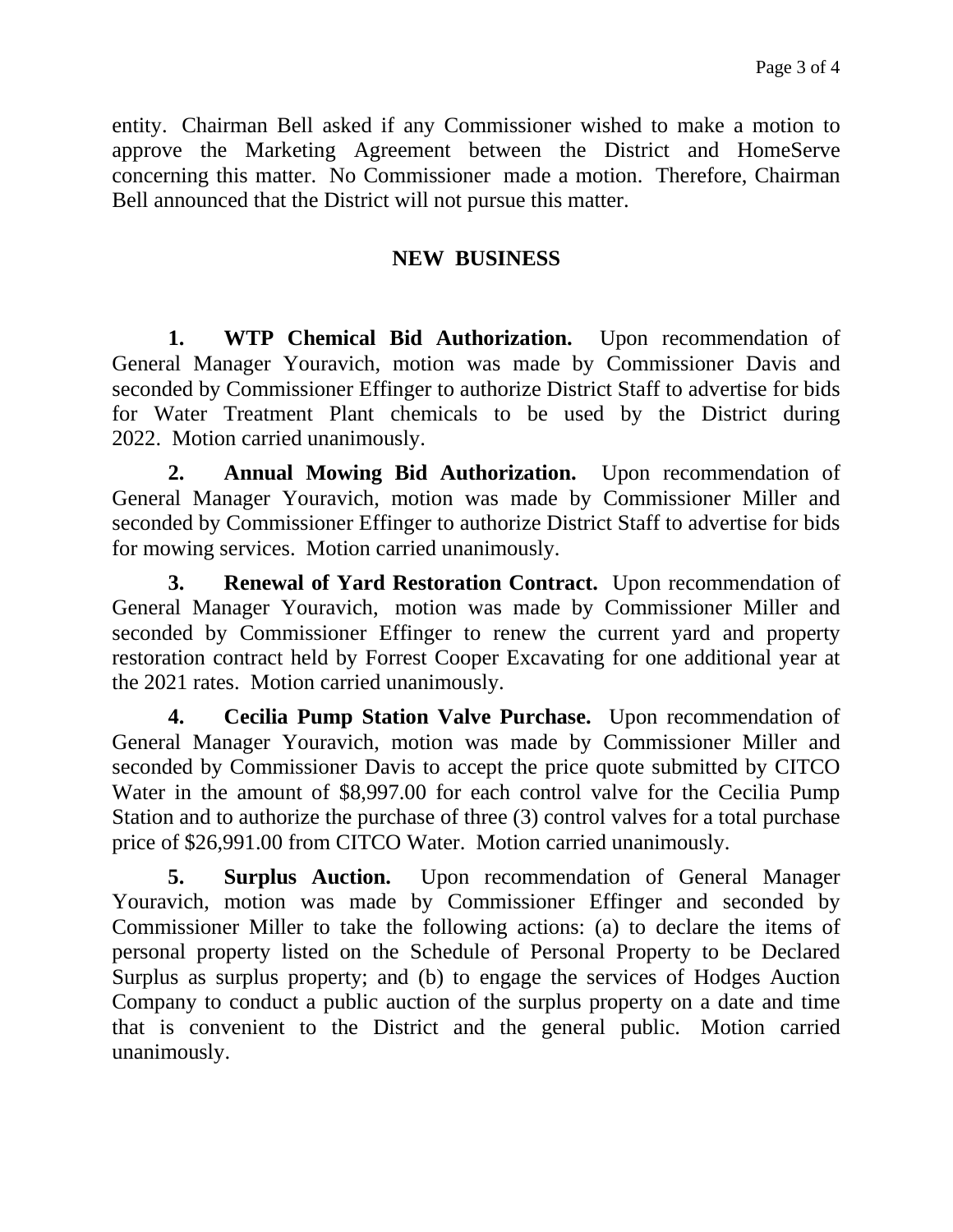entity. Chairman Bell asked if any Commissioner wished to make a motion to approve the Marketing Agreement between the District and HomeServe concerning this matter. No Commissioner made a motion. Therefore, Chairman Bell announced that the District will not pursue this matter.

## NEW BUSINESS

**1. WTP Chemical Bid Authorization.** Upon recommendation of General Manager Youravich, motion was made by Commissioner Davis and seconded by Commissioner Effinger to authorize District Staff to advertise for bids for Water Treatment Plant chemicals to be used by the District during 2022. Motion carried unanimously.

**2. Annual Mowing Bid Authorization.** Upon recommendation of General Manager Youravich, motion was made by Commissioner Miller and seconded by Commissioner Effinger to authorize District Staff to advertise for bids for mowing services. Motion carried unanimously.

**3. Renewal of Yard Restoration Contract.** Upon recommendation of General Manager Youravich, motion was made by Commissioner Miller and seconded by Commissioner Effinger to renew the current yard and property restoration contract held by Forrest Cooper Excavating for one additional year at the 2021 rates. Motion carried unanimously.

**4. Cecilia Pump Station Valve Purchase.** Upon recommendation of General Manager Youravich, motion was made by Commissioner Miller and seconded by Commissioner Davis to accept the price quote submitted by CITCO Water in the amount of $8,997.00 for each control valve for the Cecilia Pump Station and to authorize the purchase of three (3) control valves for a total purchase price of $26,991.00 from CITCO Water. Motion carried unanimously.

**5. Surplus Auction.** Upon recommendation of General Manager Youravich, motion was made by Commissioner Effinger and seconded by Commissioner Miller to take the following actions: (a) to declare the items of personal property listed on the Schedule of Personal Property to be Declared Surplus as surplus property; and (b) to engage the services of Hodges Auction Company to conduct a public auction of the surplus property on a date and time that is convenient to the District and the general public. Motion carried unanimously.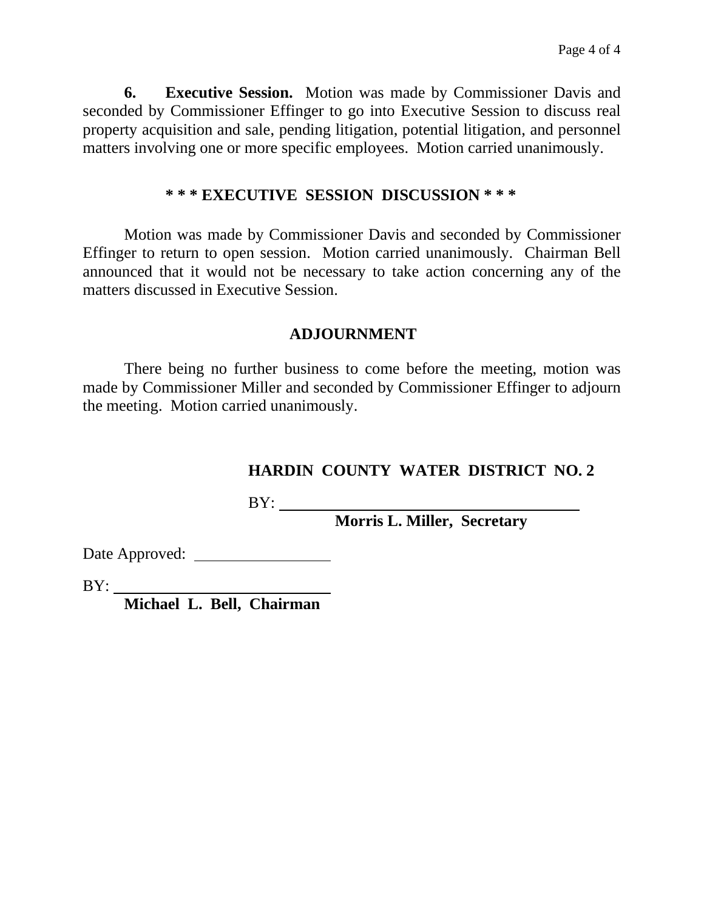**6. Executive Session.** Motion was made by Commissioner Davis and seconded by Commissioner Effinger to go into Executive Session to discuss real property acquisition and sale, pending litigation, potential litigation, and personnel matters involving one or more specific employees. Motion carried unanimously.

**\* \* \* EXECUTIVE SESSION DISCUSSION \* \* \***

Motion was made by Commissioner Davis and seconded by Commissioner Effinger to return to open session. Motion carried unanimously. Chairman Bell announced that it would not be necessary to take action concerning any of the matters discussed in Executive Session.

## ADJOURNMENT

There being no further business to come before the meeting, motion was made by Commissioner Miller and seconded by Commissioner Effinger to adjourn the meeting. Motion carried unanimously.

**HARDIN COUNTY WATER DISTRICT NO. 2**

BY: ______________________________

**Morris L. Miller, Secretary**

Date Approved: ________________

BY: ______________________________

**Michael L. Bell, Chairman**